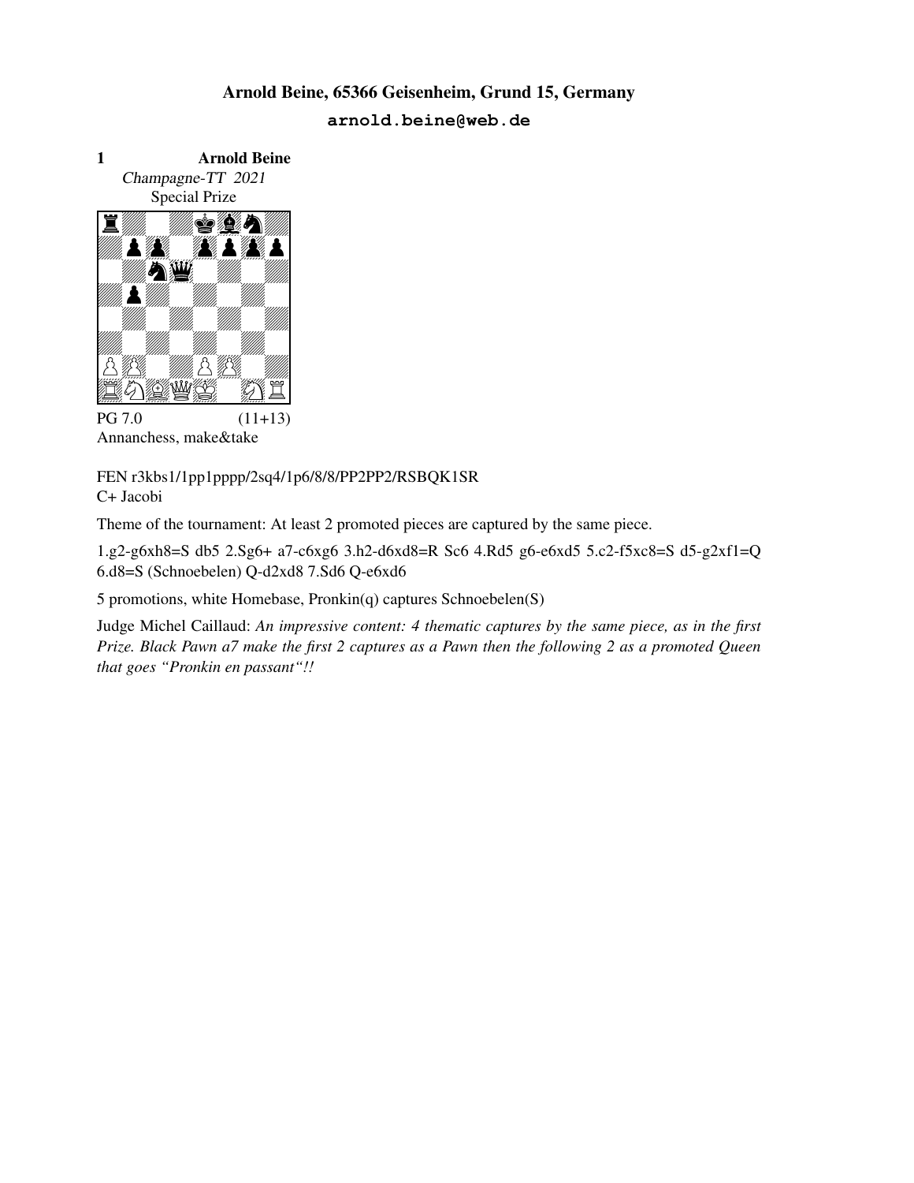**Arnold Beine, 65366 Geisenheim, Grund 15, Germany**

**arnold.beine@web.de**

**1** **Arnold Beine**

*Champagne-TT 2021*

Special Prize

PG 7.0 (11+13)

Annanchess, make&take

FEN r3kbs1/1pp1pppp/2sq4/1p6/8/8/PP2PP2/RSBQK1SR

C+ Jacobi

Theme of the tournament: At least 2 promoted pieces are captured by the same piece.

1.g2-g6xh8=S db5 2.Sg6+ a7-c6xg6 3.h2-d6xd8=R Sc6 4.Rd5 g6-e6xd5 5.c2-f5xc8=S d5-g2xf1=Q 6.d8=S (Schnoebelen) Q-d2xd8 7.Sd6 Q-e6xd6

5 promotions, white Homebase, Pronkin(q) captures Schnoebelen(S)

Judge Michel Caillaud: *An impressive content: 4 thematic captures by the same piece, as in the first Prize. Black Pawn a7 make the first 2 captures as a Pawn then the following 2 as a promoted Queen that goes "Pronkin en passant"!!*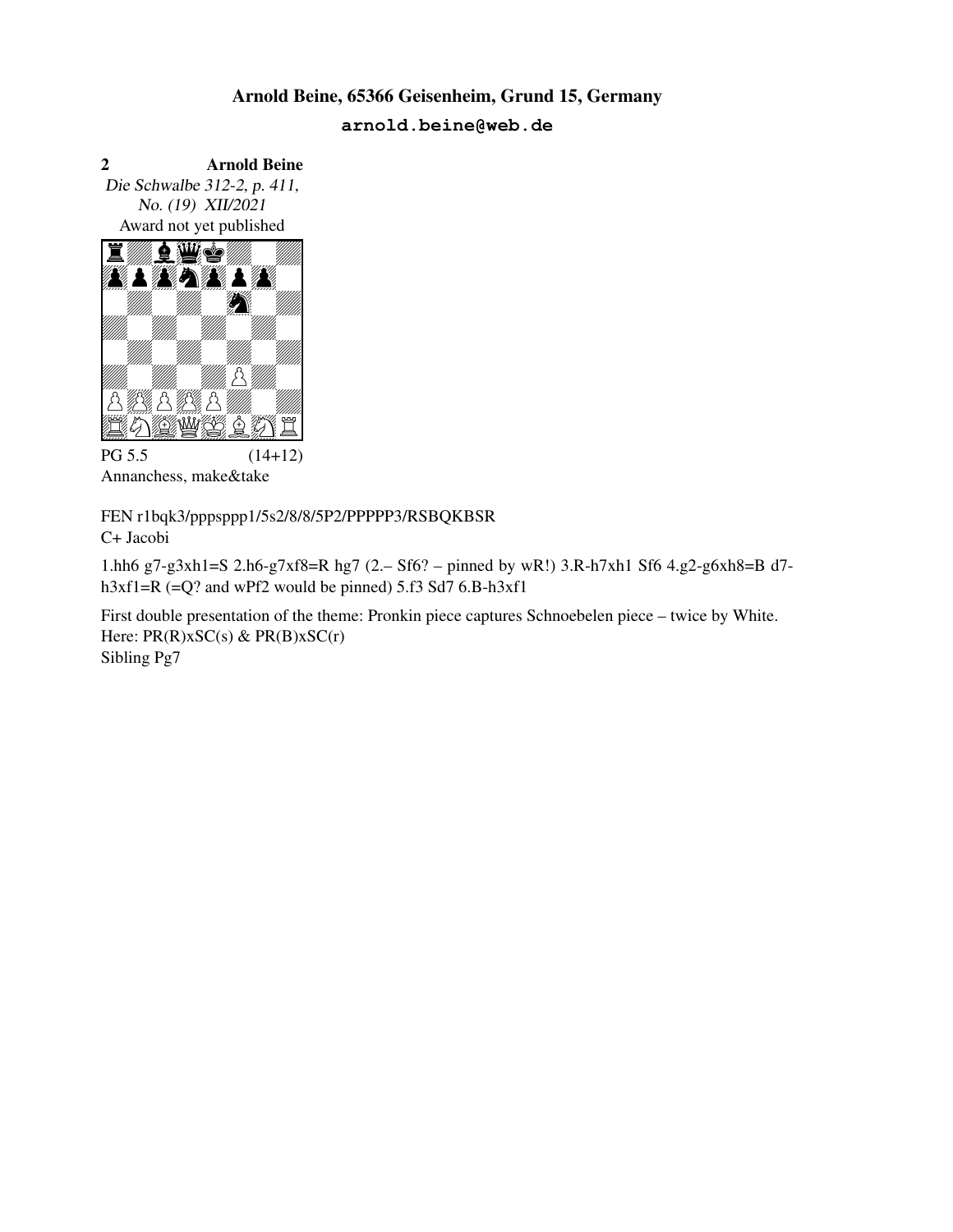**Arnold Beine, 65366 Geisenheim, Grund 15, Germany**

**arnold.beine@web.de**

**2** **Arnold Beine**

*Die Schwalbe 312-2, p. 411, No. (19) XII/2021*

Award not yet published

PG 5.5 (14+12)

Annanchess, make&take

FEN r1bqk3/pppsppp1/5s2/8/8/5P2/PPPPP3/RSBQKBSR

C+ Jacobi

1.hh6 g7-g3xh1=S 2.h6-g7xf8=R hg7 (2.– Sf6? – pinned by wR!) 3.R-h7xh1 Sf6 4.g2-g6xh8=B d7-h3xf1=R (=Q? and wPf2 would be pinned) 5.f3 Sd7 6.B-h3xf1

First double presentation of the theme: Pronkin piece captures Schnoebelen piece – twice by White. Here: PR(R)xSC(s) & PR(B)xSC(r)

Sibling Pg7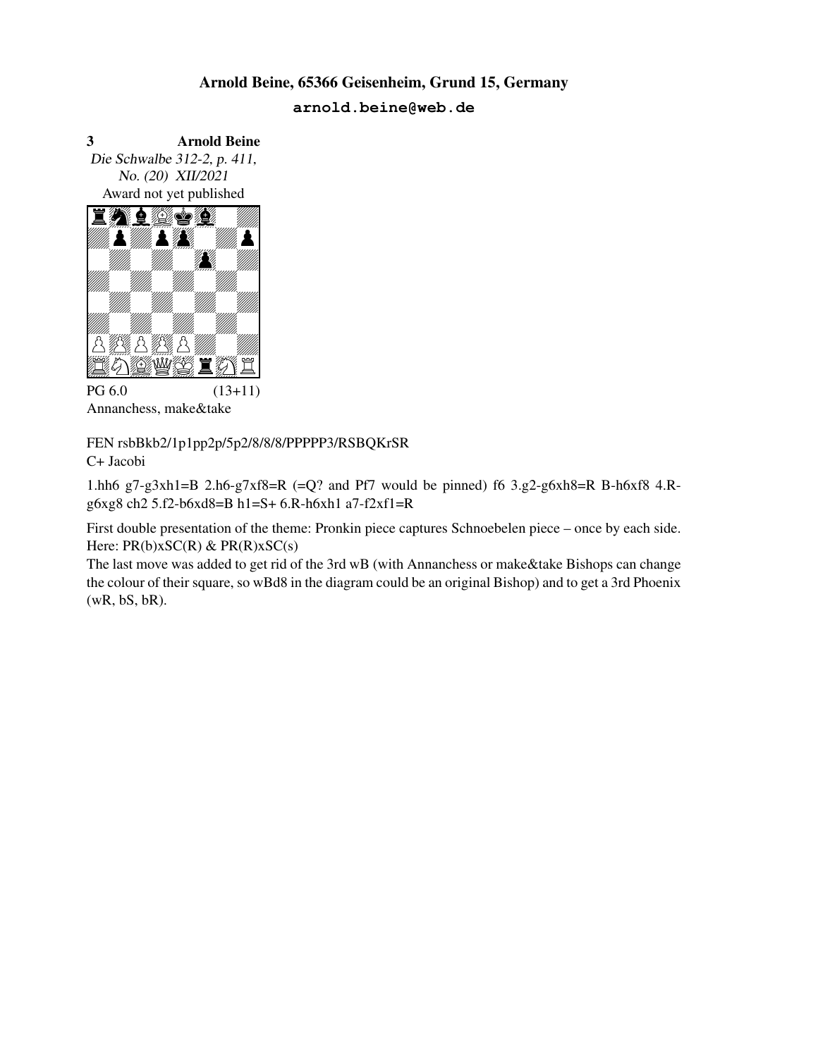**Arnold Beine, 65366 Geisenheim, Grund 15, Germany**

**arnold.beine@web.de**

**3** **Arnold Beine**

*Die Schwalbe 312-2, p. 411, No. (20) XII/2021*

Award not yet published

PG 6.0 (13+11)

Annanchess, make&take

FEN rsbBkb2/1p1pp2p/5p2/8/8/8/PPPPP3/RSBQKrSR

C+ Jacobi

1.hh6 g7-g3xh1=B 2.h6-g7xf8=R (=Q? and Pf7 would be pinned) f6 3.g2-g6xh8=R B-h6xf8 4.R-g6xg8 ch2 5.f2-b6xd8=B h1=S+ 6.R-h6xh1 a7-f2xf1=R

First double presentation of the theme: Pronkin piece captures Schnoebelen piece – once by each side. Here: PR(b)xSC(R) & PR(R)xSC(s)

The last move was added to get rid of the 3rd wB (with Annanchess or make&take Bishops can change the colour of their square, so wBd8 in the diagram could be an original Bishop) and to get a 3rd Phoenix (wR, bS, bR).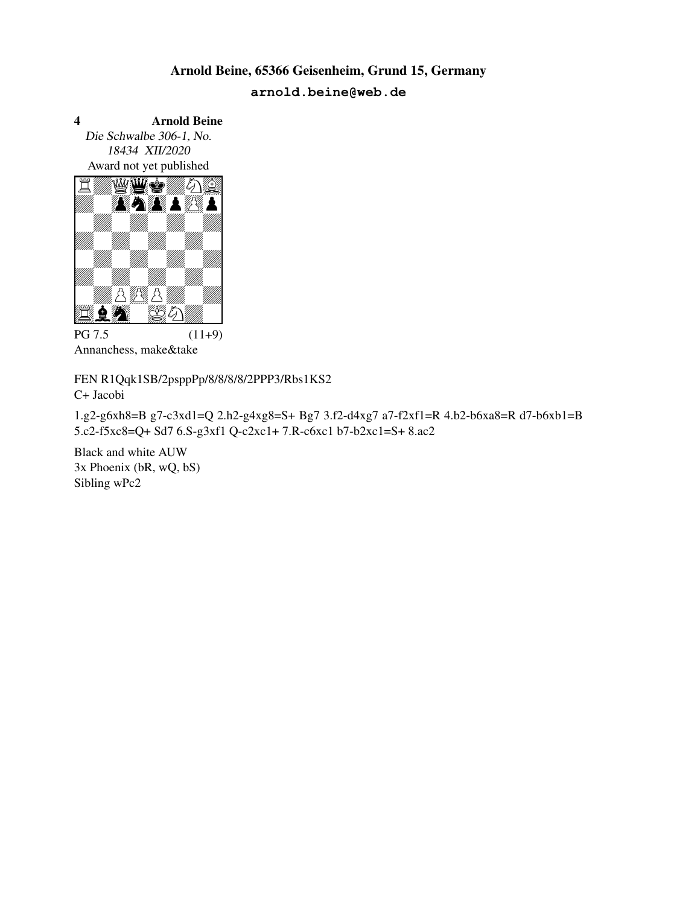**Arnold Beine, 65366 Geisenheim, Grund 15, Germany**

**arnold.beine@web.de**

**4** **Arnold Beine**

*Die Schwalbe 306-1, No. 18434 XII/2020*

Award not yet published

PG 7.5 (11+9)

Annanchess, make&take

FEN R1Qqk1SB/2psppPp/8/8/8/8/2PPP3/Rbs1KS2

C+ Jacobi

1.g2-g6xh8=B g7-c3xd1=Q 2.h2-g4xg8=S+ Bg7 3.f2-d4xg7 a7-f2xf1=R 4.b2-b6xa8=R d7-b6xb1=B 5.c2-f5xc8=Q+ Sd7 6.S-g3xf1 Q-c2xc1+ 7.R-c6xc1 b7-b2xc1=S+ 8.ac2

Black and white AUW

3x Phoenix (bR, wQ, bS)

Sibling wPc2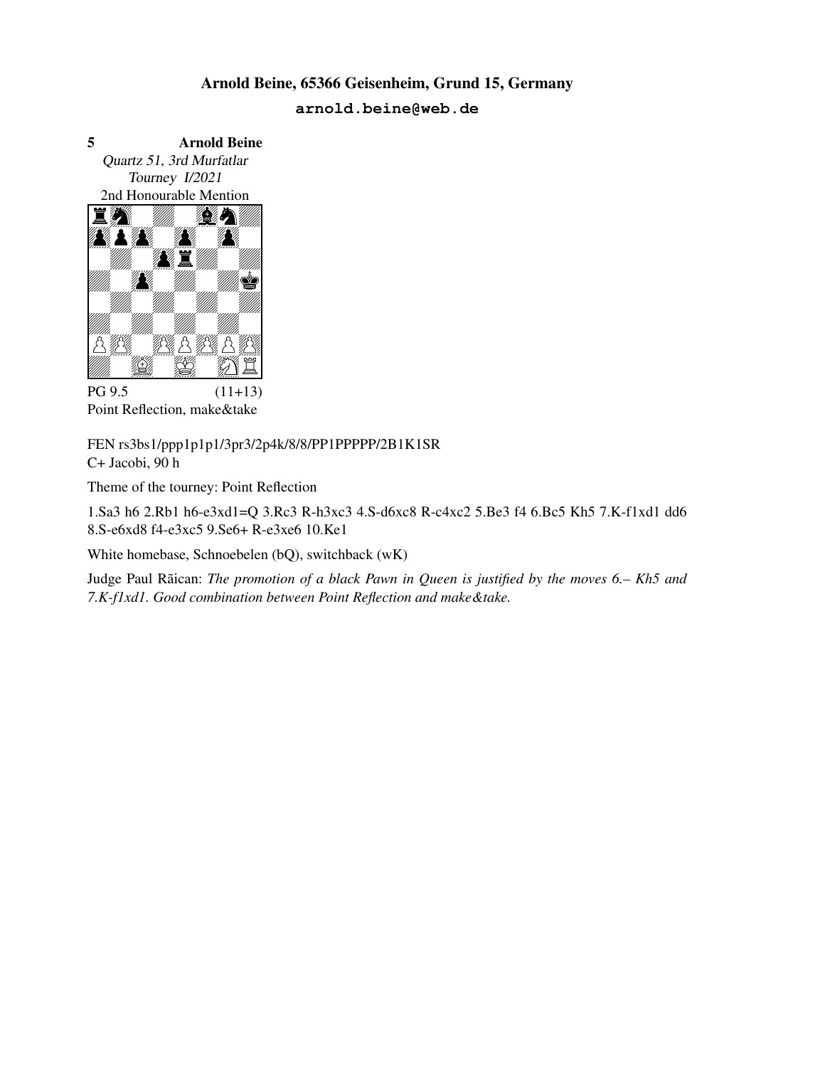## Arnold Beine, 65366 Geisenheim, Grund 15, Germany

**arnold.beine@web.de**

**5** **Arnold Beine**

*Quartz 51, 3rd Murfatlar Tourney I/2021*

2nd Honourable Mention

PG 9.5 (11+13)

Point Reflection, make&take

FEN rs3bs1/ppp1p1p1/3pr3/2p4k/8/8/PP1PPPPP/2B1K1SR

C+ Jacobi, 90 h

Theme of the tourney: Point Reflection

1.Sa3 h6 2.Rb1 h6-e3xd1=Q 3.Rc3 R-h3xc3 4.S-d6xc8 R-c4xc2 5.Be3 f4 6.Bc5 Kh5 7.K-f1xd1 dd6 8.S-e6xd8 f4-e3xc5 9.Se6+ R-e3xe6 10.Ke1

White homebase, Schnoebelen (bQ), switchback (wK)

Judge Paul Răican: *The promotion of a black Pawn in Queen is justified by the moves 6.– Kh5 and 7.K-f1xd1. Good combination between Point Reflection and make&take.*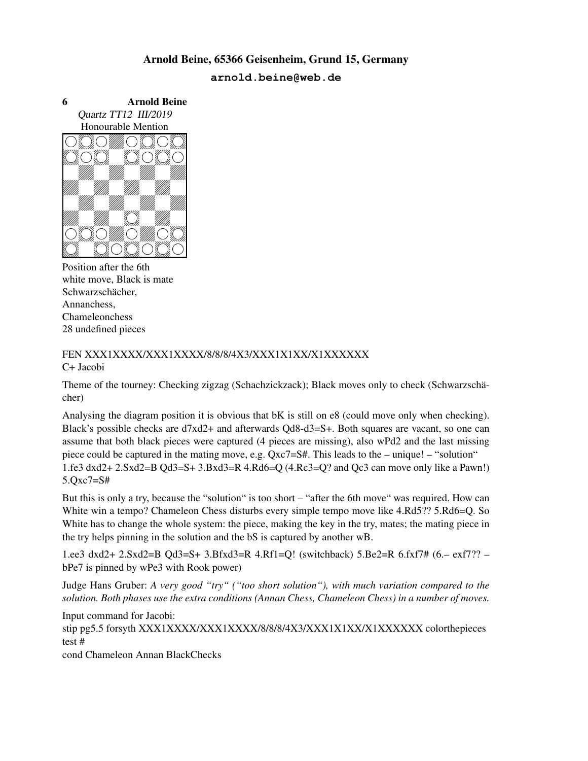**Arnold Beine, 65366 Geisenheim, Grund 15, Germany**

**arnold.beine@web.de**

**6** **Arnold Beine**

*Quartz TT12 III/2019*

Honourable Mention

Position after the 6th white move, Black is mate
Schwarzschächer,
Annanchess,
Chameleonchess
28 undefined pieces

FEN XXX1XXXX/XXX1XXXX/8/8/8/4X3/XXX1X1XX/X1XXXXXX
C+ Jacobi

Theme of the tourney: Checking zigzag (Schachzickzack); Black moves only to check (Schwarzschächer)

Analysing the diagram position it is obvious that bK is still on e8 (could move only when checking). Black's possible checks are d7xd2+ and afterwards Qd8-d3=S+. Both squares are vacant, so one can assume that both black pieces were captured (4 pieces are missing), also wPd2 and the last missing piece could be captured in the mating move, e.g. Qxc7=S#. This leads to the – unique! – "solution" 1.fe3 dxd2+ 2.Sxd2=B Qd3=S+ 3.Bxd3=R 4.Rd6=Q (4.Rc3=Q? and Qc3 can move only like a Pawn!) 5.Qxc7=S#

But this is only a try, because the "solution" is too short – "after the 6th move" was required. How can White win a tempo? Chameleon Chess disturbs every simple tempo move like 4.Rd5?? 5.Rd6=Q. So White has to change the whole system: the piece, making the key in the try, mates; the mating piece in the try helps pinning in the solution and the bS is captured by another wB.

1.ee3 dxd2+ 2.Sxd2=B Qd3=S+ 3.Bfxd3=R 4.Rf1=Q! (switchback) 5.Be2=R 6.fxf7# (6.– exf7?? – bPe7 is pinned by wPe3 with Rook power)

Judge Hans Gruber: *A very good "try" ("too short solution"), with much variation compared to the solution. Both phases use the extra conditions (Annan Chess, Chameleon Chess) in a number of moves.*

Input command for Jacobi:
stip pg5.5 forsyth XXX1XXXX/XXX1XXXX/8/8/8/4X3/XXX1X1XX/X1XXXXXX colorthepieces test #
cond Chameleon Annan BlackChecks